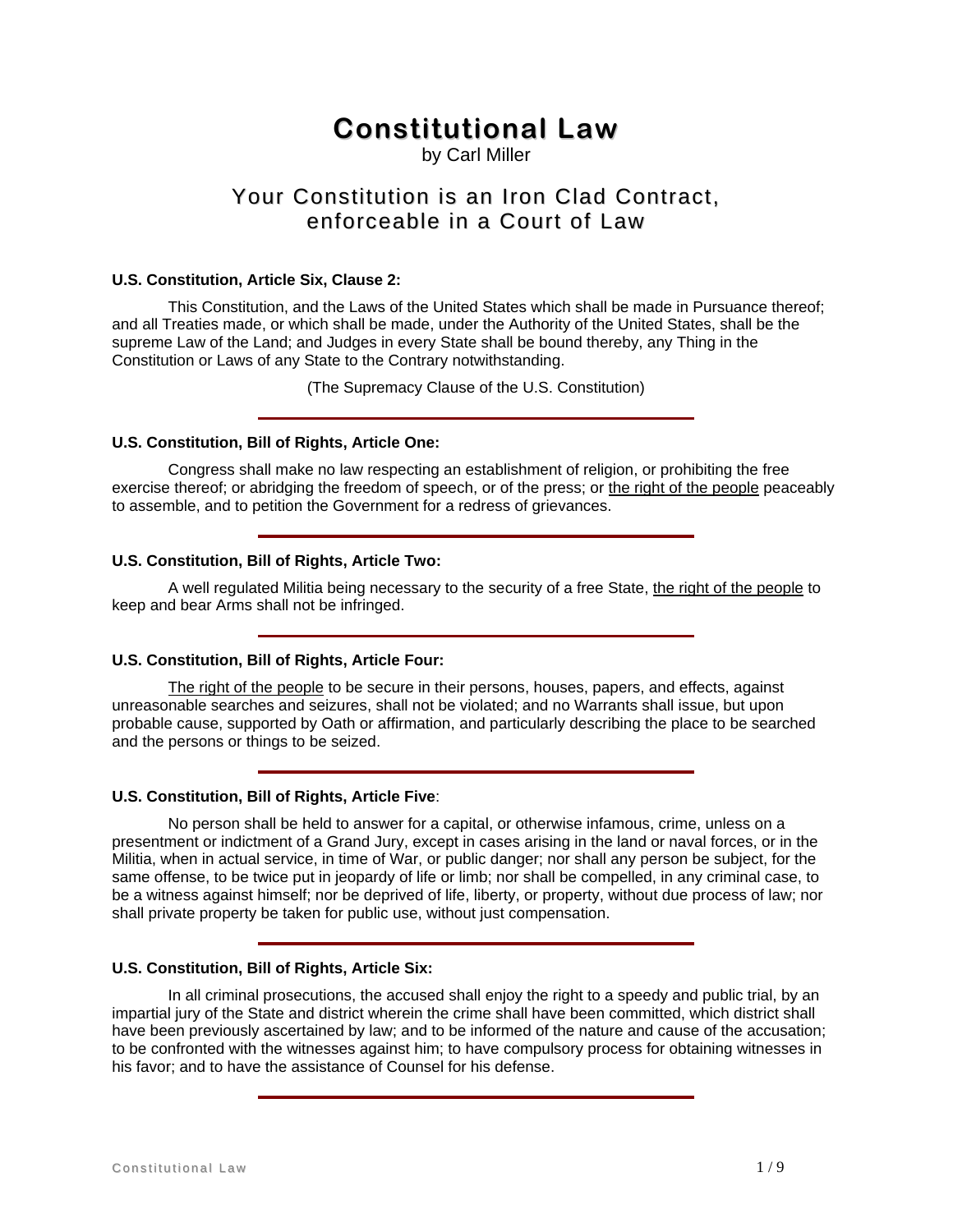# Constitutional Law

by Carl Miller

## Your Constitution is an Iron Clad Contract, enforceable in a Court of Law

**U.S. Constitution, Article Six, Clause 2:**

This Constitution, and the Laws of the United States which shall be made in Pursuance thereof; and all Treaties made, or which shall be made, under the Authority of the United States, shall be the supreme Law of the Land; and Judges in every State shall be bound thereby, any Thing in the Constitution or Laws of any State to the Contrary notwithstanding.

(The Supremacy Clause of the U.S. Constitution)

---

**U.S. Constitution, Bill of Rights, Article One:**

Congress shall make no law respecting an establishment of religion, or prohibiting the free exercise thereof; or abridging the freedom of speech, or of the press; or <u>the right of the people</u> peaceably to assemble, and to petition the Government for a redress of grievances.

---

**U.S. Constitution, Bill of Rights, Article Two:**

A well regulated Militia being necessary to the security of a free State, <u>the right of the people</u> to keep and bear Arms shall not be infringed.

---

**U.S. Constitution, Bill of Rights, Article Four:**

<u>The right of the people</u> to be secure in their persons, houses, papers, and effects, against unreasonable searches and seizures, shall not be violated; and no Warrants shall issue, but upon probable cause, supported by Oath or affirmation, and particularly describing the place to be searched and the persons or things to be seized.

---

**U.S. Constitution, Bill of Rights, Article Five**:

No person shall be held to answer for a capital, or otherwise infamous, crime, unless on a presentment or indictment of a Grand Jury, except in cases arising in the land or naval forces, or in the Militia, when in actual service, in time of War, or public danger; nor shall any person be subject, for the same offense, to be twice put in jeopardy of life or limb; nor shall be compelled, in any criminal case, to be a witness against himself; nor be deprived of life, liberty, or property, without due process of law; nor shall private property be taken for public use, without just compensation.

---

**U.S. Constitution, Bill of Rights, Article Six:**

In all criminal prosecutions, the accused shall enjoy the right to a speedy and public trial, by an impartial jury of the State and district wherein the crime shall have been committed, which district shall have been previously ascertained by law; and to be informed of the nature and cause of the accusation; to be confronted with the witnesses against him; to have compulsory process for obtaining witnesses in his favor; and to have the assistance of Counsel for his defense.

---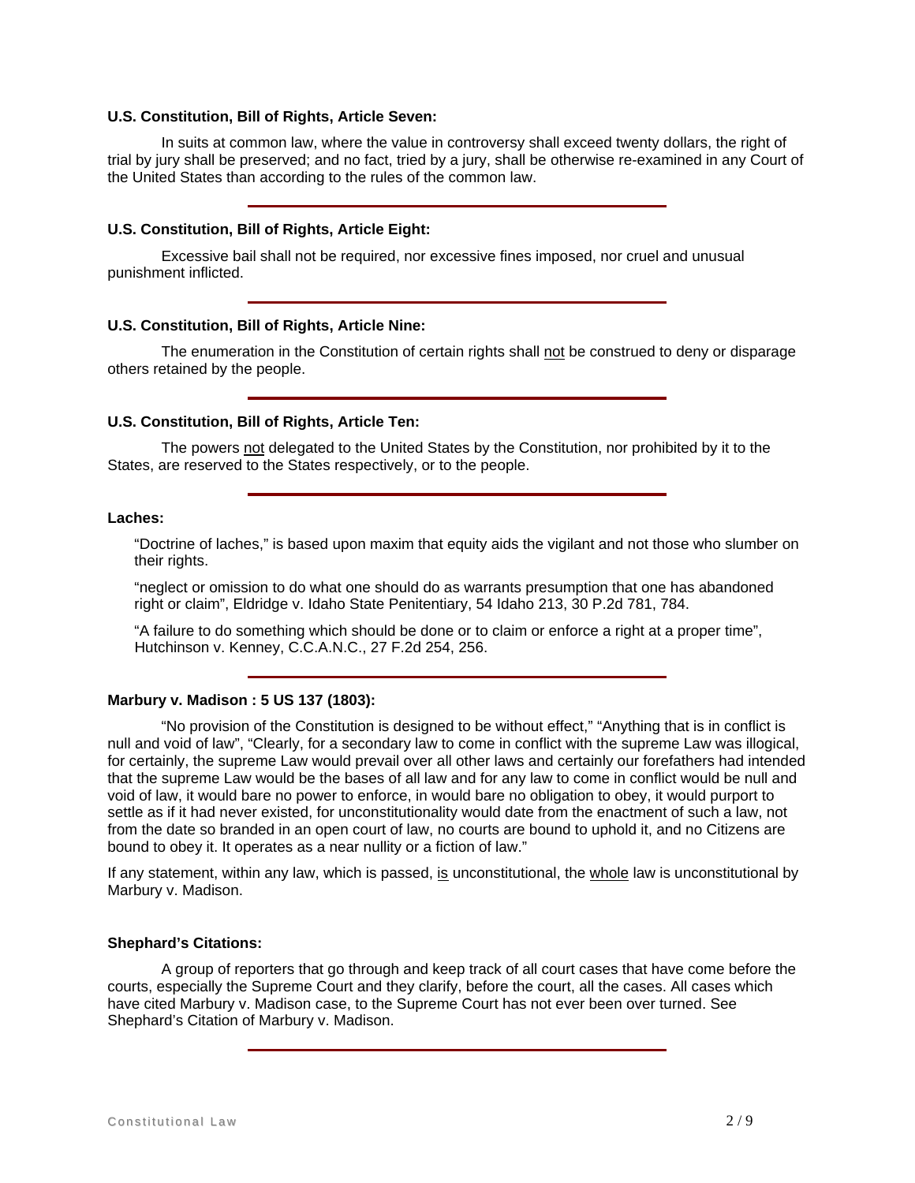**U.S. Constitution, Bill of Rights, Article Seven:**

In suits at common law, where the value in controversy shall exceed twenty dollars, the right of trial by jury shall be preserved; and no fact, tried by a jury, shall be otherwise re-examined in any Court of the United States than according to the rules of the common law.

---

**U.S. Constitution, Bill of Rights, Article Eight:**

Excessive bail shall not be required, nor excessive fines imposed, nor cruel and unusual punishment inflicted.

---

**U.S. Constitution, Bill of Rights, Article Nine:**

The enumeration in the Constitution of certain rights shall <u>not</u> be construed to deny or disparage others retained by the people.

---

**U.S. Constitution, Bill of Rights, Article Ten:**

The powers <u>not</u> delegated to the United States by the Constitution, nor prohibited by it to the States, are reserved to the States respectively, or to the people.

---

**Laches:**

"Doctrine of laches," is based upon maxim that equity aids the vigilant and not those who slumber on their rights.

"neglect or omission to do what one should do as warrants presumption that one has abandoned right or claim", Eldridge v. Idaho State Penitentiary, 54 Idaho 213, 30 P.2d 781, 784.

"A failure to do something which should be done or to claim or enforce a right at a proper time", Hutchinson v. Kenney, C.C.A.N.C., 27 F.2d 254, 256.

---

**Marbury v. Madison : 5 US 137 (1803):**

"No provision of the Constitution is designed to be without effect," "Anything that is in conflict is null and void of law", "Clearly, for a secondary law to come in conflict with the supreme Law was illogical, for certainly, the supreme Law would prevail over all other laws and certainly our forefathers had intended that the supreme Law would be the bases of all law and for any law to come in conflict would be null and void of law, it would bare no power to enforce, in would bare no obligation to obey, it would purport to settle as if it had never existed, for unconstitutionality would date from the enactment of such a law, not from the date so branded in an open court of law, no courts are bound to uphold it, and no Citizens are bound to obey it. It operates as a near nullity or a fiction of law."

If any statement, within any law, which is passed, <u>is</u> unconstitutional, the <u>whole</u> law is unconstitutional by Marbury v. Madison.

**Shephard's Citations:**

A group of reporters that go through and keep track of all court cases that have come before the courts, especially the Supreme Court and they clarify, before the court, all the cases. All cases which have cited Marbury v. Madison case, to the Supreme Court has not ever been over turned. See Shephard's Citation of Marbury v. Madison.

---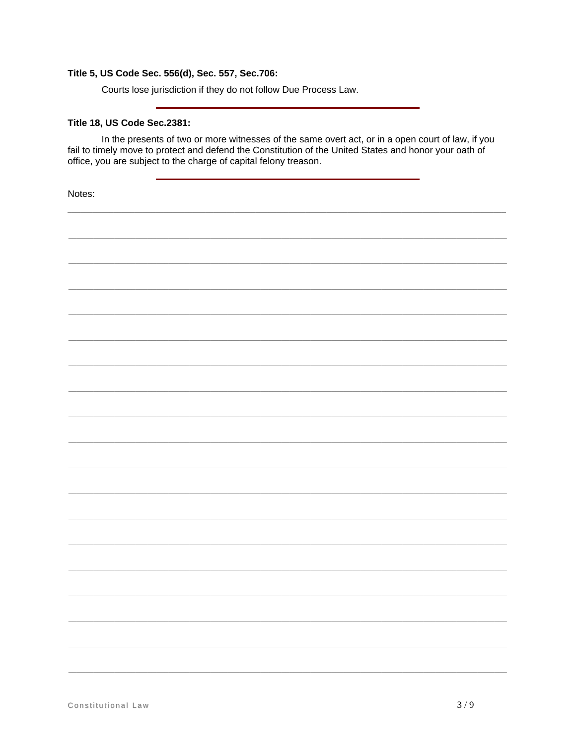**Title 5, US Code Sec. 556(d), Sec. 557, Sec.706:**

Courts lose jurisdiction if they do not follow Due Process Law.

---

**Title 18, US Code Sec.2381:**

In the presents of two or more witnesses of the same overt act, or in a open court of law, if you fail to timely move to protect and defend the Constitution of the United States and honor your oath of office, you are subject to the charge of capital felony treason.

---

Notes: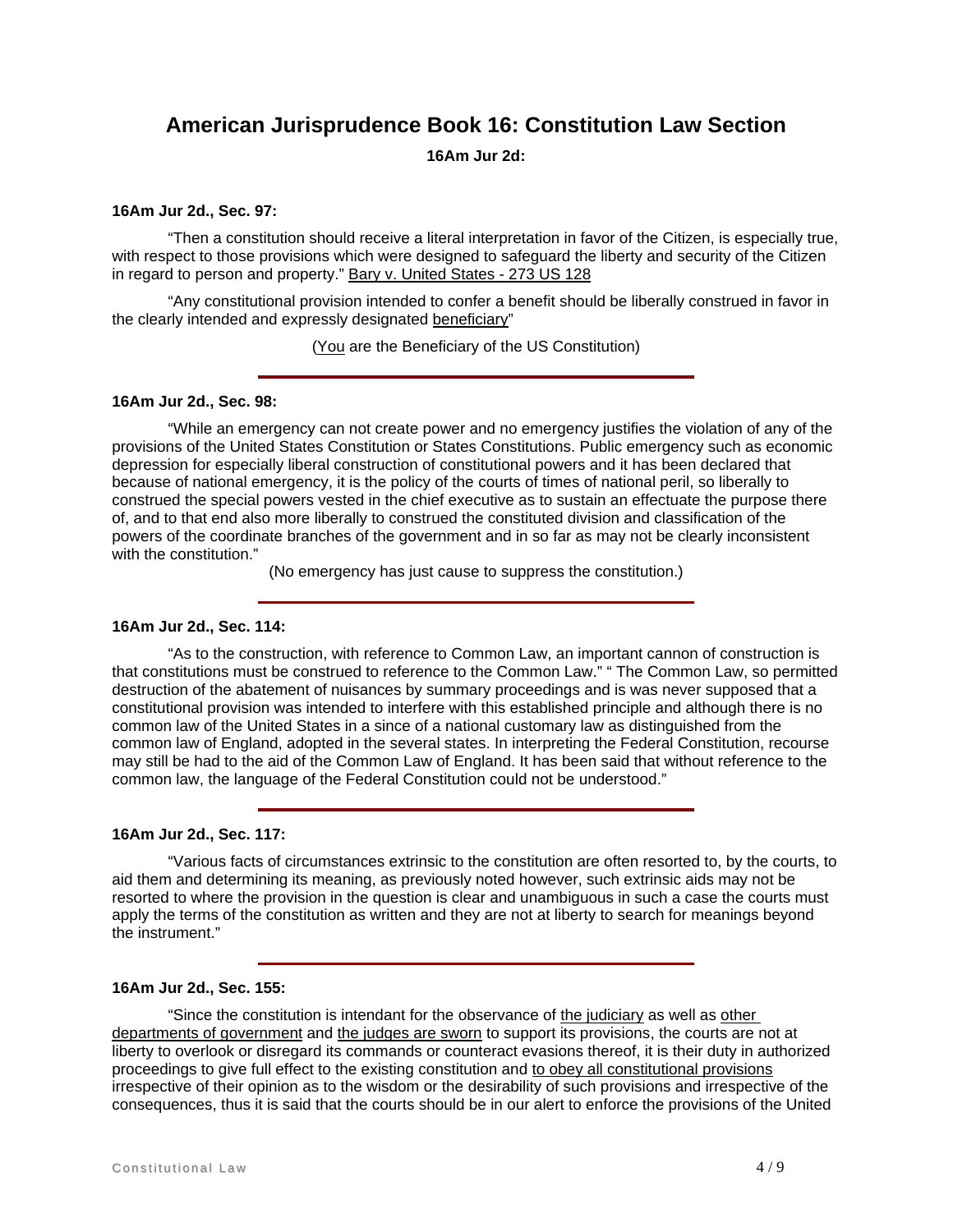# American Jurisprudence Book 16: Constitution Law Section

**16Am Jur 2d:**

**16Am Jur 2d., Sec. 97:**

"Then a constitution should receive a literal interpretation in favor of the Citizen, is especially true, with respect to those provisions which were designed to safeguard the liberty and security of the Citizen in regard to person and property." Bary v. United States - 273 US 128

"Any constitutional provision intended to confer a benefit should be liberally construed in favor in the clearly intended and expressly designated beneficiary"

(You are the Beneficiary of the US Constitution)

---

**16Am Jur 2d., Sec. 98:**

"While an emergency can not create power and no emergency justifies the violation of any of the provisions of the United States Constitution or States Constitutions. Public emergency such as economic depression for especially liberal construction of constitutional powers and it has been declared that because of national emergency, it is the policy of the courts of times of national peril, so liberally to construed the special powers vested in the chief executive as to sustain an effectuate the purpose there of, and to that end also more liberally to construed the constituted division and classification of the powers of the coordinate branches of the government and in so far as may not be clearly inconsistent with the constitution."

(No emergency has just cause to suppress the constitution.)

---

**16Am Jur 2d., Sec. 114:**

"As to the construction, with reference to Common Law, an important cannon of construction is that constitutions must be construed to reference to the Common Law." " The Common Law, so permitted destruction of the abatement of nuisances by summary proceedings and is was never supposed that a constitutional provision was intended to interfere with this established principle and although there is no common law of the United States in a since of a national customary law as distinguished from the common law of England, adopted in the several states. In interpreting the Federal Constitution, recourse may still be had to the aid of the Common Law of England. It has been said that without reference to the common law, the language of the Federal Constitution could not be understood."

---

**16Am Jur 2d., Sec. 117:**

"Various facts of circumstances extrinsic to the constitution are often resorted to, by the courts, to aid them and determining its meaning, as previously noted however, such extrinsic aids may not be resorted to where the provision in the question is clear and unambiguous in such a case the courts must apply the terms of the constitution as written and they are not at liberty to search for meanings beyond the instrument."

---

**16Am Jur 2d., Sec. 155:**

"Since the constitution is intendant for the observance of the judiciary as well as other departments of government and the judges are sworn to support its provisions, the courts are not at liberty to overlook or disregard its commands or counteract evasions thereof, it is their duty in authorized proceedings to give full effect to the existing constitution and to obey all constitutional provisions irrespective of their opinion as to the wisdom or the desirability of such provisions and irrespective of the consequences, thus it is said that the courts should be in our alert to enforce the provisions of the United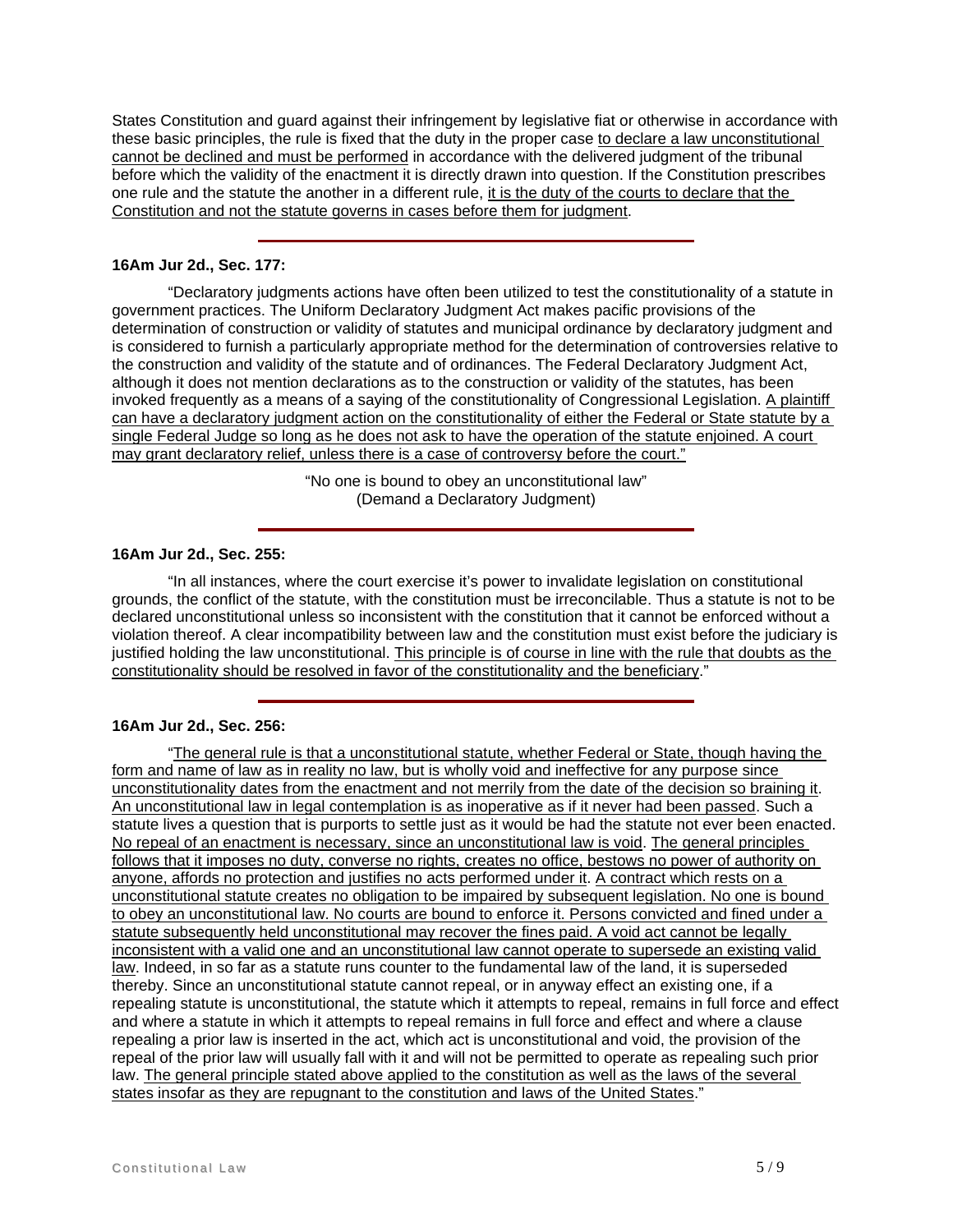States Constitution and guard against their infringement by legislative fiat or otherwise in accordance with these basic principles, the rule is fixed that the duty in the proper case <u>to declare a law unconstitutional cannot be declined and must be performed</u> in accordance with the delivered judgment of the tribunal before which the validity of the enactment it is directly drawn into question. If the Constitution prescribes one rule and the statute the another in a different rule, <u>it is the duty of the courts to declare that the Constitution and not the statute governs in cases before them for judgment</u>.

---

**16Am Jur 2d., Sec. 177:**

"Declaratory judgments actions have often been utilized to test the constitutionality of a statute in government practices. The Uniform Declaratory Judgment Act makes pacific provisions of the determination of construction or validity of statutes and municipal ordinance by declaratory judgment and is considered to furnish a particularly appropriate method for the determination of controversies relative to the construction and validity of the statute and of ordinances. The Federal Declaratory Judgment Act, although it does not mention declarations as to the construction or validity of the statutes, has been invoked frequently as a means of a saying of the constitutionality of Congressional Legislation. <u>A plaintiff can have a declaratory judgment action on the constitutionality of either the Federal or State statute by a single Federal Judge so long as he does not ask to have the operation of the statute enjoined. A court may grant declaratory relief, unless there is a case of controversy before the court."</u>

"No one is bound to obey an unconstitutional law"
(Demand a Declaratory Judgment)

---

**16Am Jur 2d., Sec. 255:**

"In all instances, where the court exercise it's power to invalidate legislation on constitutional grounds, the conflict of the statute, with the constitution must be irreconcilable. Thus a statute is not to be declared unconstitutional unless so inconsistent with the constitution that it cannot be enforced without a violation thereof. A clear incompatibility between law and the constitution must exist before the judiciary is justified holding the law unconstitutional. <u>This principle is of course in line with the rule that doubts as the constitutionality should be resolved in favor of the constitutionality and the beneficiary</u>."

---

**16Am Jur 2d., Sec. 256:**

"<u>The general rule is that a unconstitutional statute, whether Federal or State, though having the form and name of law as in reality no law, but is wholly void and ineffective for any purpose since unconstitutionality dates from the enactment and not merrily from the date of the decision so braining it</u>. <u>An unconstitutional law in legal contemplation is as inoperative as if it never had been passed</u>. Such a statute lives a question that is purports to settle just as it would be had the statute not ever been enacted. <u>No repeal of an enactment is necessary, since an unconstitutional law is void</u>. <u>The general principles follows that it imposes no duty, converse no rights, creates no office, bestows no power of authority on anyone, affords no protection and justifies no acts performed under it</u>. <u>A contract which rests on a unconstitutional statute creates no obligation to be impaired by subsequent legislation. No one is bound to obey an unconstitutional law. No courts are bound to enforce it. Persons convicted and fined under a statute subsequently held unconstitutional may recover the fines paid. A void act cannot be legally inconsistent with a valid one and an unconstitutional law cannot operate to supersede an existing valid law</u>. Indeed, in so far as a statute runs counter to the fundamental law of the land, it is superseded thereby. Since an unconstitutional statute cannot repeal, or in anyway effect an existing one, if a repealing statute is unconstitutional, the statute which it attempts to repeal, remains in full force and effect and where a statute in which it attempts to repeal remains in full force and effect and where a clause repealing a prior law is inserted in the act, which act is unconstitutional and void, the provision of the repeal of the prior law will usually fall with it and will not be permitted to operate as repealing such prior law. <u>The general principle stated above applied to the constitution as well as the laws of the several states insofar as they are repugnant to the constitution and laws of the United States</u>."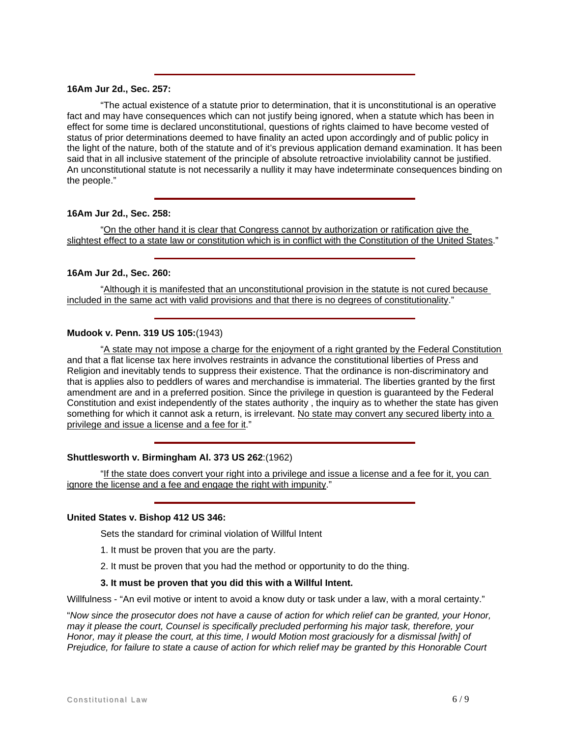---

**16Am Jur 2d., Sec. 257:**

"The actual existence of a statute prior to determination, that it is unconstitutional is an operative fact and may have consequences which can not justify being ignored, when a statute which has been in effect for some time is declared unconstitutional, questions of rights claimed to have become vested of status of prior determinations deemed to have finality an acted upon accordingly and of public policy in the light of the nature, both of the statute and of it's previous application demand examination. It has been said that in all inclusive statement of the principle of absolute retroactive inviolability cannot be justified. An unconstitutional statute is not necessarily a nullity it may have indeterminate consequences binding on the people."

---

**16Am Jur 2d., Sec. 258:**

"On the other hand it is clear that Congress cannot by authorization or ratification give the slightest effect to a state law or constitution which is in conflict with the Constitution of the United States."

---

**16Am Jur 2d., Sec. 260:**

"Although it is manifested that an unconstitutional provision in the statute is not cured because included in the same act with valid provisions and that there is no degrees of constitutionality."

---

**Mudook v. Penn. 319 US 105:**(1943)

"A state may not impose a charge for the enjoyment of a right granted by the Federal Constitution and that a flat license tax here involves restraints in advance the constitutional liberties of Press and Religion and inevitably tends to suppress their existence. That the ordinance is non-discriminatory and that is applies also to peddlers of wares and merchandise is immaterial. The liberties granted by the first amendment are and in a preferred position. Since the privilege in question is guaranteed by the Federal Constitution and exist independently of the states authority , the inquiry as to whether the state has given something for which it cannot ask a return, is irrelevant. No state may convert any secured liberty into a privilege and issue a license and a fee for it."

---

**Shuttlesworth v. Birmingham Al. 373 US 262**:(1962)

"If the state does convert your right into a privilege and issue a license and a fee for it, you can ignore the license and a fee and engage the right with impunity."

---

**United States v. Bishop 412 US 346:**

Sets the standard for criminal violation of Willful Intent

1. It must be proven that you are the party.

2. It must be proven that you had the method or opportunity to do the thing.

**3. It must be proven that you did this with a Willful Intent.**

Willfulness - "An evil motive or intent to avoid a know duty or task under a law, with a moral certainty."

"*Now since the prosecutor does not have a cause of action for which relief can be granted, your Honor, may it please the court, Counsel is specifically precluded performing his major task, therefore, your Honor, may it please the court, at this time, I would Motion most graciously for a dismissal [with] of Prejudice, for failure to state a cause of action for which relief may be granted by this Honorable Court*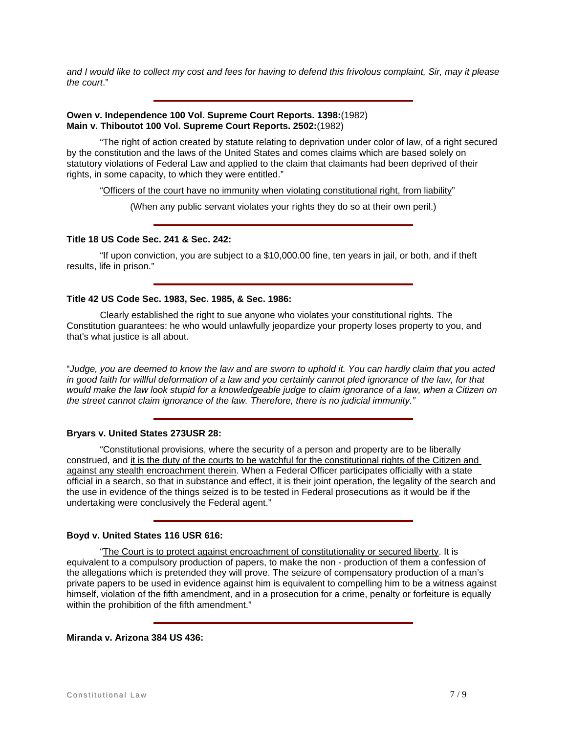*and I would like to collect my cost and fees for having to defend this frivolous complaint, Sir, may it please the court*."

---

**Owen v. Independence 100 Vol. Supreme Court Reports. 1398:**(1982)
**Main v. Thiboutot 100 Vol. Supreme Court Reports. 2502:**(1982)

"The right of action created by statute relating to deprivation under color of law, of a right secured by the constitution and the laws of the United States and comes claims which are based solely on statutory violations of Federal Law and applied to the claim that claimants had been deprived of their rights, in some capacity, to which they were entitled."

"Officers of the court have no immunity when violating constitutional right, from liability"

(When any public servant violates your rights they do so at their own peril.)

---

**Title 18 US Code Sec. 241 & Sec. 242:**

"If upon conviction, you are subject to a $10,000.00 fine, ten years in jail, or both, and if theft results, life in prison."

---

**Title 42 US Code Sec. 1983, Sec. 1985, & Sec. 1986:**

Clearly established the right to sue anyone who violates your constitutional rights. The Constitution guarantees: he who would unlawfully jeopardize your property loses property to you, and that's what justice is all about.

"*Judge, you are deemed to know the law and are sworn to uphold it. You can hardly claim that you acted in good faith for willful deformation of a law and you certainly cannot pled ignorance of the law, for that would make the law look stupid for a knowledgeable judge to claim ignorance of a law, when a Citizen on the street cannot claim ignorance of the law. Therefore, there is no judicial immunity.*"

---

**Bryars v. United States 273USR 28:**

"Constitutional provisions, where the security of a person and property are to be liberally construed, and it is the duty of the courts to be watchful for the constitutional rights of the Citizen and against any stealth encroachment therein. When a Federal Officer participates officially with a state official in a search, so that in substance and effect, it is their joint operation, the legality of the search and the use in evidence of the things seized is to be tested in Federal prosecutions as it would be if the undertaking were conclusively the Federal agent."

---

**Boyd v. United States 116 USR 616:**

"The Court is to protect against encroachment of constitutionality or secured liberty. It is equivalent to a compulsory production of papers, to make the non - production of them a confession of the allegations which is pretended they will prove. The seizure of compensatory production of a man's private papers to be used in evidence against him is equivalent to compelling him to be a witness against himself, violation of the fifth amendment, and in a prosecution for a crime, penalty or forfeiture is equally within the prohibition of the fifth amendment."

---

**Miranda v. Arizona 384 US 436:**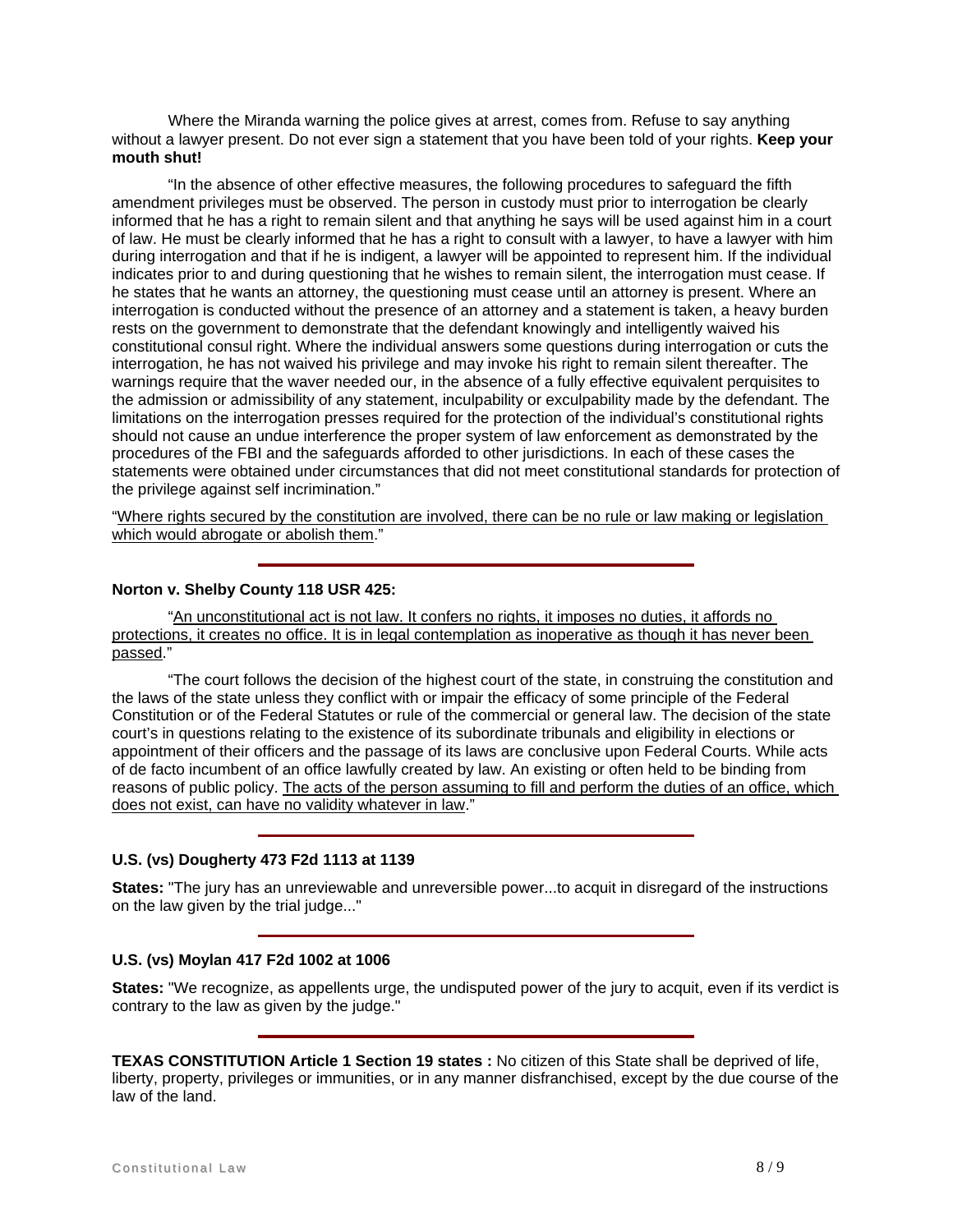Where the Miranda warning the police gives at arrest, comes from. Refuse to say anything without a lawyer present. Do not ever sign a statement that you have been told of your rights. **Keep your mouth shut!**

"In the absence of other effective measures, the following procedures to safeguard the fifth amendment privileges must be observed. The person in custody must prior to interrogation be clearly informed that he has a right to remain silent and that anything he says will be used against him in a court of law. He must be clearly informed that he has a right to consult with a lawyer, to have a lawyer with him during interrogation and that if he is indigent, a lawyer will be appointed to represent him. If the individual indicates prior to and during questioning that he wishes to remain silent, the interrogation must cease. If he states that he wants an attorney, the questioning must cease until an attorney is present. Where an interrogation is conducted without the presence of an attorney and a statement is taken, a heavy burden rests on the government to demonstrate that the defendant knowingly and intelligently waived his constitutional consul right. Where the individual answers some questions during interrogation or cuts the interrogation, he has not waived his privilege and may invoke his right to remain silent thereafter. The warnings require that the waver needed our, in the absence of a fully effective equivalent perquisites to the admission or admissibility of any statement, inculpability or exculpability made by the defendant. The limitations on the interrogation presses required for the protection of the individual's constitutional rights should not cause an undue interference the proper system of law enforcement as demonstrated by the procedures of the FBI and the safeguards afforded to other jurisdictions. In each of these cases the statements were obtained under circumstances that did not meet constitutional standards for protection of the privilege against self incrimination."

"<u>Where rights secured by the constitution are involved, there can be no rule or law making or legislation which would abrogate or abolish them</u>."

---

**Norton v. Shelby County 118 USR 425:**

"<u>An unconstitutional act is not law. It confers no rights, it imposes no duties, it affords no protections, it creates no office. It is in legal contemplation as inoperative as though it has never been passed</u>."

"The court follows the decision of the highest court of the state, in construing the constitution and the laws of the state unless they conflict with or impair the efficacy of some principle of the Federal Constitution or of the Federal Statutes or rule of the commercial or general law. The decision of the state court's in questions relating to the existence of its subordinate tribunals and eligibility in elections or appointment of their officers and the passage of its laws are conclusive upon Federal Courts. While acts of de facto incumbent of an office lawfully created by law. An existing or often held to be binding from reasons of public policy. <u>The acts of the person assuming to fill and perform the duties of an office, which does not exist, can have no validity whatever in law</u>."

---

**U.S. (vs) Dougherty 473 F2d 1113 at 1139**

**States:** "The jury has an unreviewable and unreversible power...to acquit in disregard of the instructions on the law given by the trial judge..."

---

**U.S. (vs) Moylan 417 F2d 1002 at 1006**

**States:** "We recognize, as appellents urge, the undisputed power of the jury to acquit, even if its verdict is contrary to the law as given by the judge."

---

**TEXAS CONSTITUTION Article 1 Section 19 states :** No citizen of this State shall be deprived of life, liberty, property, privileges or immunities, or in any manner disfranchised, except by the due course of the law of the land.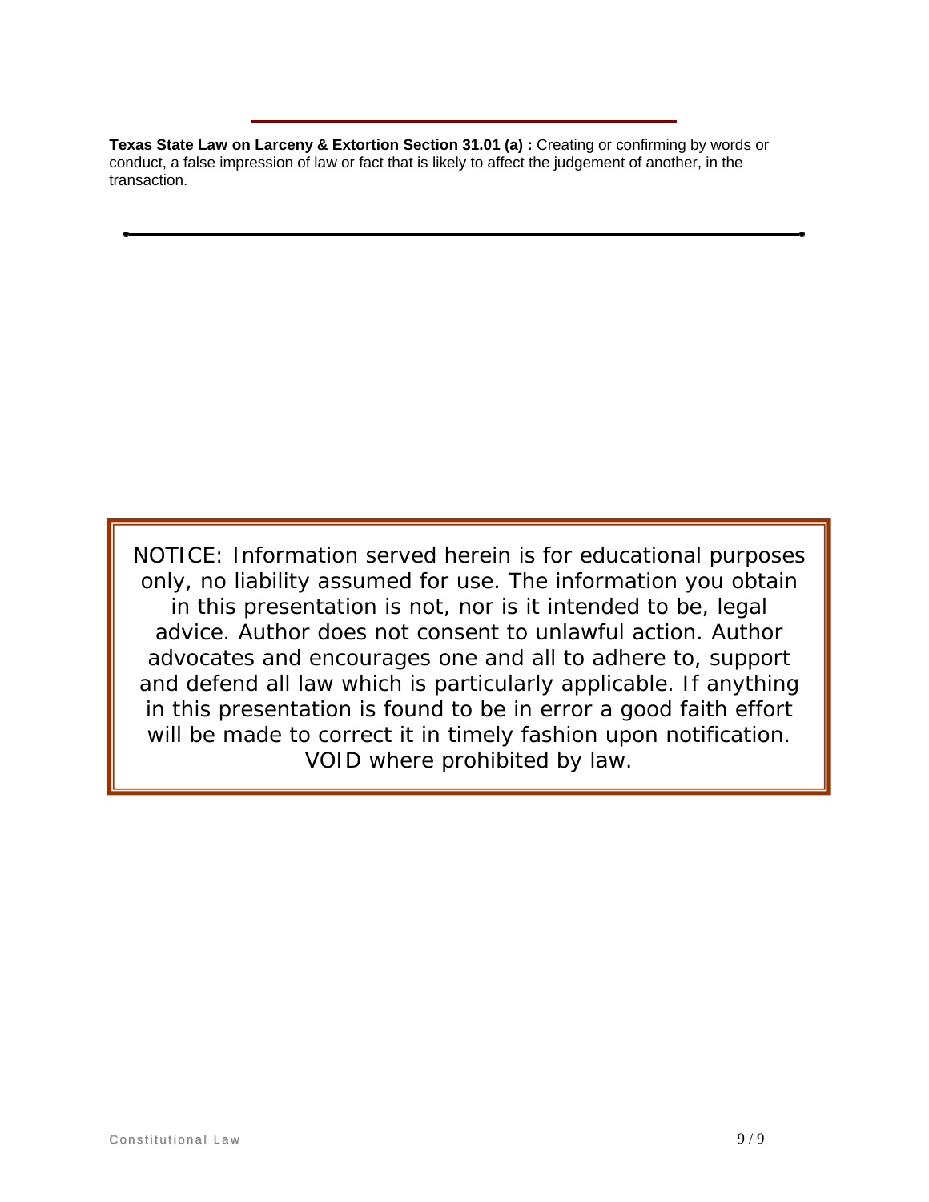**Texas State Law on Larceny & Extortion Section 31.01 (a) :** Creating or confirming by words or conduct, a false impression of law or fact that is likely to affect the judgement of another, in the transaction.

---

NOTICE: Information served herein is for educational purposes only, no liability assumed for use. The information you obtain in this presentation is not, nor is it intended to be, legal advice. Author does not consent to unlawful action. Author advocates and encourages one and all to adhere to, support and defend all law which is particularly applicable. If anything in this presentation is found to be in error a good faith effort will be made to correct it in timely fashion upon notification. VOID where prohibited by law.